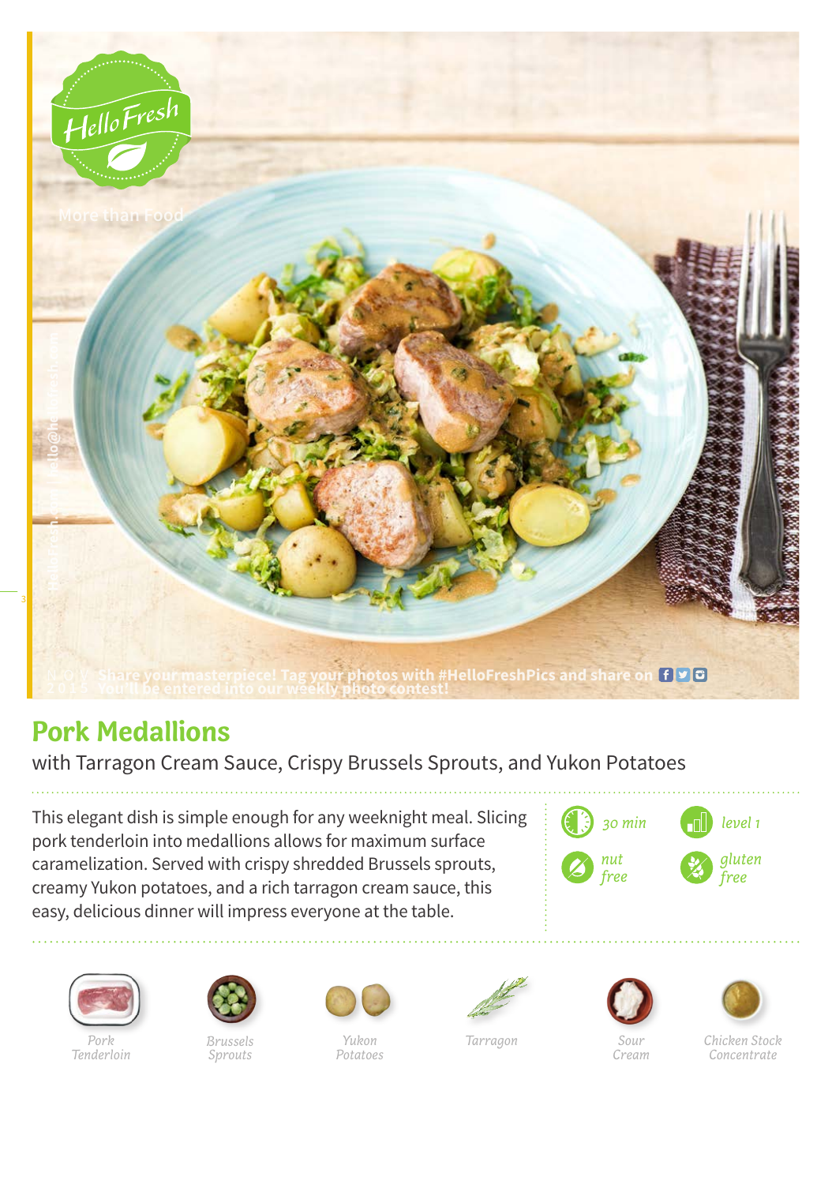# Pork Medallions

with Tarragon Cream Sauce, Crispy Brussels Sprouts, and Yukon Potatoes

This elegant dish is simple enough for any weeknight meal. Slicing pork tenderloin into medallions allows for maximum surface caramelization. Served with crispy shredded Brussels sprouts, creamy Yukon potatoes, and a rich tarragon cream sauce, this easy, delicious dinner will impress everyone at the table.

- *30 min*
- *level 1*
- *nut free*
- *gluten free*

*Pork Tenderloin* · *Brussels Sprouts* · *Yukon Potatoes* · *Tarragon* · *Sour Cream* · *Chicken Stock Concentrate*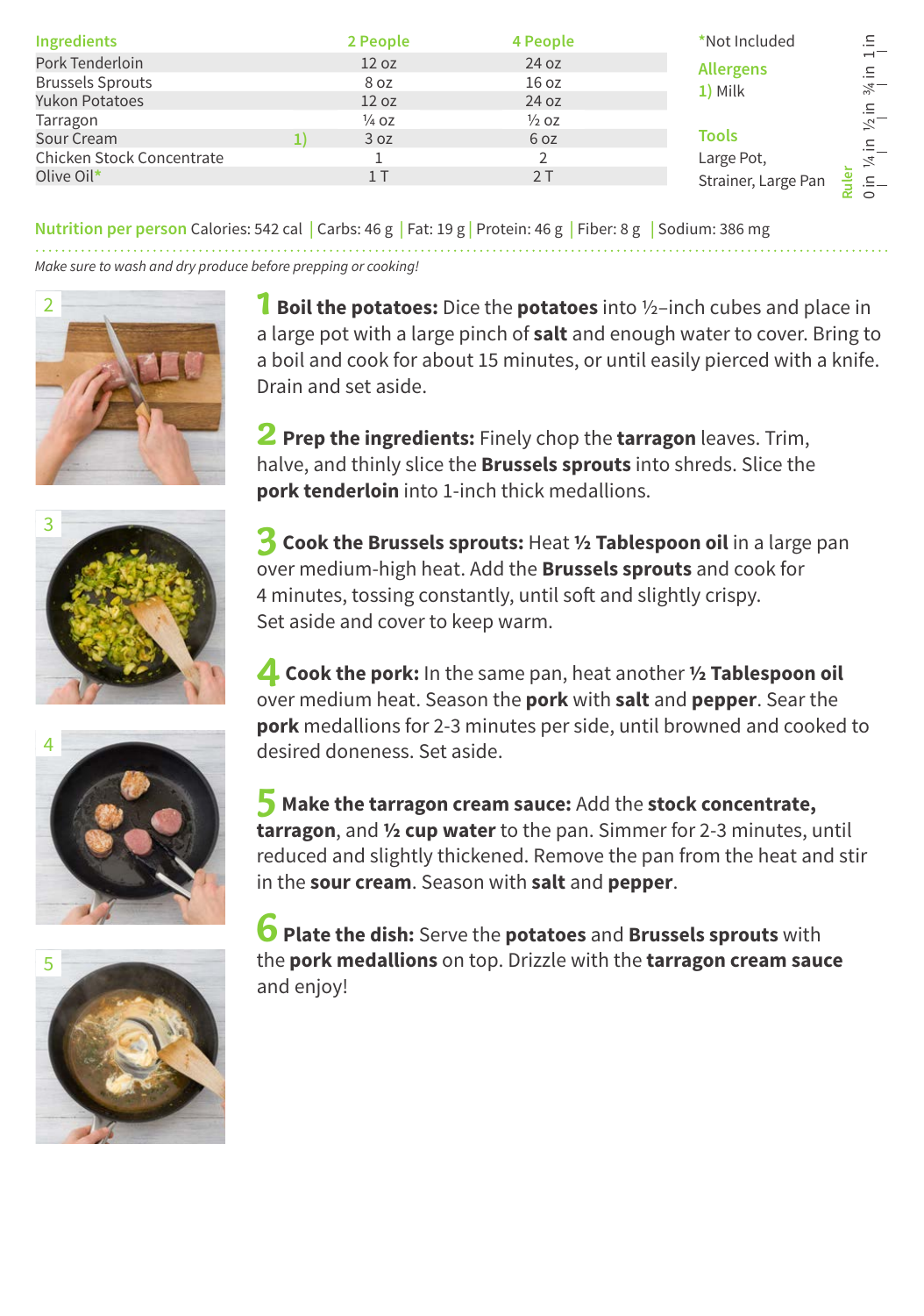| Ingredients | | 2 People | 4 People |
|---|---|---|---|
| Pork Tenderloin | | 12 oz | 24 oz |
| Brussels Sprouts | | 8 oz | 16 oz |
| Yukon Potatoes | | 12 oz | 24 oz |
| Tarragon | | ¼ oz | ½ oz |
| Sour Cream | 1) | 3 oz | 6 oz |
| Chicken Stock Concentrate | | 1 | 2 |
| Olive Oil* | | 1 T | 2 T |

*Not Included

**Allergens**
1) Milk

**Tools**
Large Pot, Strainer, Large Pan

Ruler: 0 in, ¼ in, ½ in, ¾ in, 1 in

**Nutrition per person** Calories: 542 cal | Carbs: 46 g | Fat: 19 g | Protein: 46 g | Fiber: 8 g | Sodium: 386 mg

*Make sure to wash and dry produce before prepping or cooking!*

**1 Boil the potatoes:** Dice the **potatoes** into ½–inch cubes and place in a large pot with a large pinch of **salt** and enough water to cover. Bring to a boil and cook for about 15 minutes, or until easily pierced with a knife. Drain and set aside.

**2 Prep the ingredients:** Finely chop the **tarragon** leaves. Trim, halve, and thinly slice the **Brussels sprouts** into shreds. Slice the **pork tenderloin** into 1-inch thick medallions.

**3 Cook the Brussels sprouts:** Heat **½ Tablespoon oil** in a large pan over medium-high heat. Add the **Brussels sprouts** and cook for 4 minutes, tossing constantly, until soft and slightly crispy. Set aside and cover to keep warm.

**4 Cook the pork:** In the same pan, heat another **½ Tablespoon oil** over medium heat. Season the **pork** with **salt** and **pepper**. Sear the **pork** medallions for 2-3 minutes per side, until browned and cooked to desired doneness. Set aside.

**5 Make the tarragon cream sauce:** Add the **stock concentrate, tarragon**, and **½ cup water** to the pan. Simmer for 2-3 minutes, until reduced and slightly thickened. Remove the pan from the heat and stir in the **sour cream**. Season with **salt** and **pepper**.

**6 Plate the dish:** Serve the **potatoes** and **Brussels sprouts** with the **pork medallions** on top. Drizzle with the **tarragon cream sauce** and enjoy!